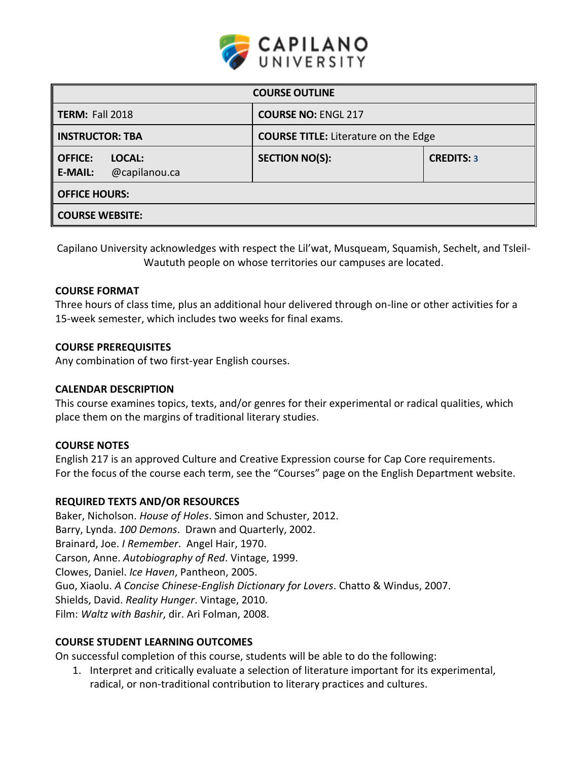CAPILANO UNIVERSITY

| COURSE OUTLINE | | |
|---|---|---|
| **TERM:** Fall 2018 | **COURSE NO:** ENGL 217 | |
| **INSTRUCTOR:** TBA | **COURSE TITLE:** Literature on the Edge | |
| **OFFICE:** **LOCAL:** **E-MAIL:** @capilanou.ca | **SECTION NO(S):** | **CREDITS:** 3 |
| **OFFICE HOURS:** | | |
| **COURSE WEBSITE:** | | |

Capilano University acknowledges with respect the Lil'wat, Musqueam, Squamish, Sechelt, and Tsleil-Waututh people on whose territories our campuses are located.

### COURSE FORMAT

Three hours of class time, plus an additional hour delivered through on-line or other activities for a 15-week semester, which includes two weeks for final exams.

### COURSE PREREQUISITES

Any combination of two first-year English courses.

### CALENDAR DESCRIPTION

This course examines topics, texts, and/or genres for their experimental or radical qualities, which place them on the margins of traditional literary studies.

### COURSE NOTES

English 217 is an approved Culture and Creative Expression course for Cap Core requirements.
For the focus of the course each term, see the "Courses" page on the English Department website.

### REQUIRED TEXTS AND/OR RESOURCES

Baker, Nicholson. *House of Holes*. Simon and Schuster, 2012.
Barry, Lynda. *100 Demons*. Drawn and Quarterly, 2002.
Brainard, Joe. *I Remember*. Angel Hair, 1970.
Carson, Anne. *Autobiography of Red*. Vintage, 1999.
Clowes, Daniel. *Ice Haven*, Pantheon, 2005.
Guo, Xiaolu. *A Concise Chinese-English Dictionary for Lovers*. Chatto & Windus, 2007.
Shields, David. *Reality Hunger*. Vintage, 2010.
Film: *Waltz with Bashir*, dir. Ari Folman, 2008.

### COURSE STUDENT LEARNING OUTCOMES

On successful completion of this course, students will be able to do the following:

1. Interpret and critically evaluate a selection of literature important for its experimental, radical, or non-traditional contribution to literary practices and cultures.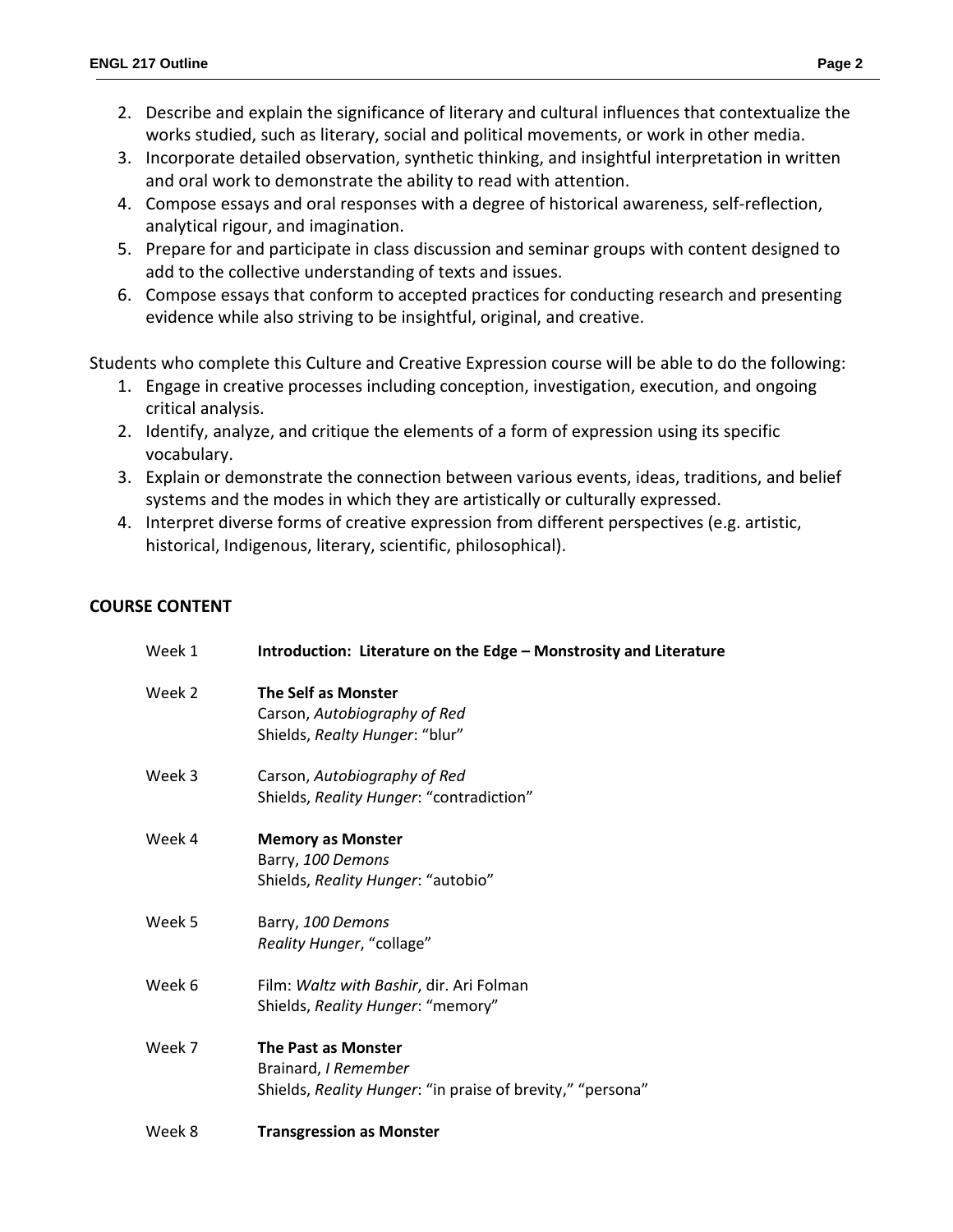2. Describe and explain the significance of literary and cultural influences that contextualize the works studied, such as literary, social and political movements, or work in other media.
3. Incorporate detailed observation, synthetic thinking, and insightful interpretation in written and oral work to demonstrate the ability to read with attention.
4. Compose essays and oral responses with a degree of historical awareness, self-reflection, analytical rigour, and imagination.
5. Prepare for and participate in class discussion and seminar groups with content designed to add to the collective understanding of texts and issues.
6. Compose essays that conform to accepted practices for conducting research and presenting evidence while also striving to be insightful, original, and creative.

Students who complete this Culture and Creative Expression course will be able to do the following:

1. Engage in creative processes including conception, investigation, execution, and ongoing critical analysis.
2. Identify, analyze, and critique the elements of a form of expression using its specific vocabulary.
3. Explain or demonstrate the connection between various events, ideas, traditions, and belief systems and the modes in which they are artistically or culturally expressed.
4. Interpret diverse forms of creative expression from different perspectives (e.g. artistic, historical, Indigenous, literary, scientific, philosophical).

## COURSE CONTENT

| | |
|---|---|
| Week 1 | **Introduction: Literature on the Edge – Monstrosity and Literature** |
| Week 2 | **The Self as Monster**<br>Carson, *Autobiography of Red*<br>Shields, *Realty Hunger*: "blur" |
| Week 3 | Carson, *Autobiography of Red*<br>Shields, *Reality Hunger*: "contradiction" |
| Week 4 | **Memory as Monster**<br>Barry, *100 Demons*<br>Shields, *Reality Hunger*: "autobio" |
| Week 5 | Barry, *100 Demons*<br>*Reality Hunger*, "collage" |
| Week 6 | Film: *Waltz with Bashir*, dir. Ari Folman<br>Shields, *Reality Hunger*: "memory" |
| Week 7 | **The Past as Monster**<br>Brainard, *I Remember*<br>Shields, *Reality Hunger*: "in praise of brevity," "persona" |
| Week 8 | **Transgression as Monster** |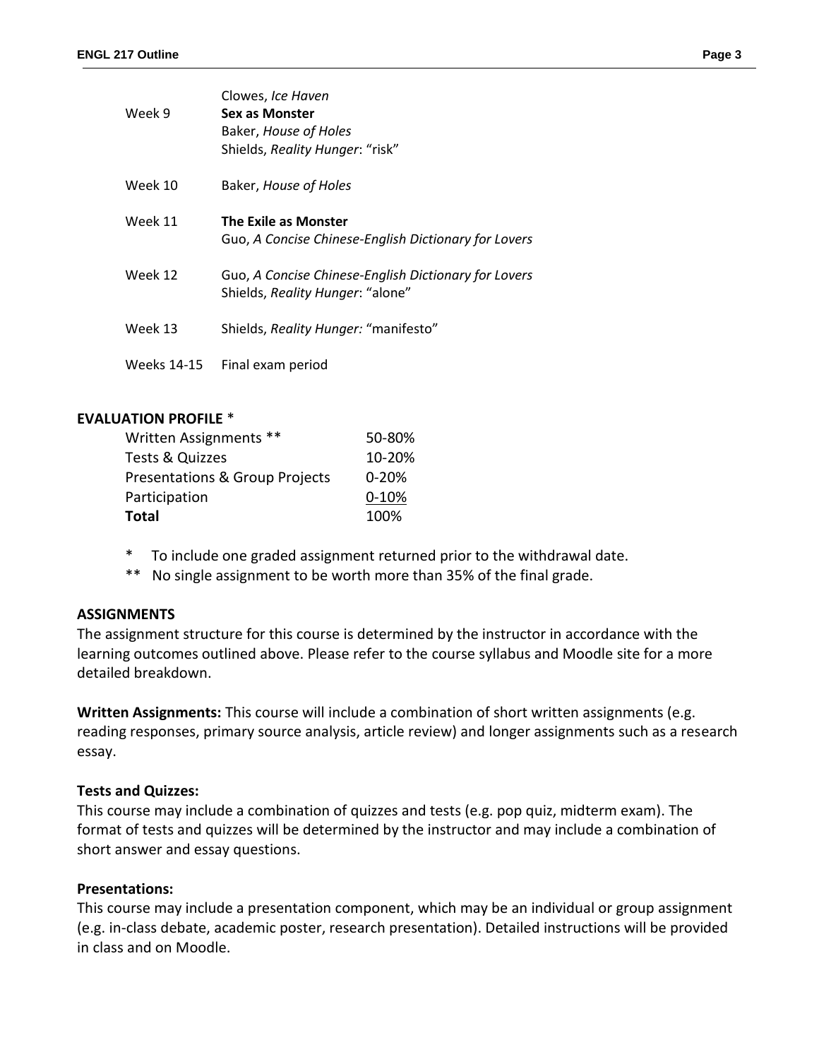| | |
|---|---|
| | Clowes, *Ice Haven* |
| Week 9 | **Sex as Monster** |
| | Baker, *House of Holes* |
| | Shields, *Reality Hunger*: "risk" |
| Week 10 | Baker, *House of Holes* |
| Week 11 | **The Exile as Monster** |
| | Guo, *A Concise Chinese-English Dictionary for Lovers* |
| Week 12 | Guo, *A Concise Chinese-English Dictionary for Lovers* |
| | Shields, *Reality Hunger*: "alone" |
| Week 13 | Shields, *Reality Hunger:* "manifesto" |
| Weeks 14-15 | Final exam period |

## EVALUATION PROFILE *

| | |
|---|---|
| Written Assignments ** | 50-80% |
| Tests & Quizzes | 10-20% |
| Presentations & Group Projects | 0-20% |
| Participation | 0-10% |
| **Total** | 100% |

\* To include one graded assignment returned prior to the withdrawal date.

** No single assignment to be worth more than 35% of the final grade.

## ASSIGNMENTS

The assignment structure for this course is determined by the instructor in accordance with the learning outcomes outlined above. Please refer to the course syllabus and Moodle site for a more detailed breakdown.

**Written Assignments:** This course will include a combination of short written assignments (e.g. reading responses, primary source analysis, article review) and longer assignments such as a research essay.

**Tests and Quizzes:**

This course may include a combination of quizzes and tests (e.g. pop quiz, midterm exam). The format of tests and quizzes will be determined by the instructor and may include a combination of short answer and essay questions.

**Presentations:**

This course may include a presentation component, which may be an individual or group assignment (e.g. in-class debate, academic poster, research presentation). Detailed instructions will be provided in class and on Moodle.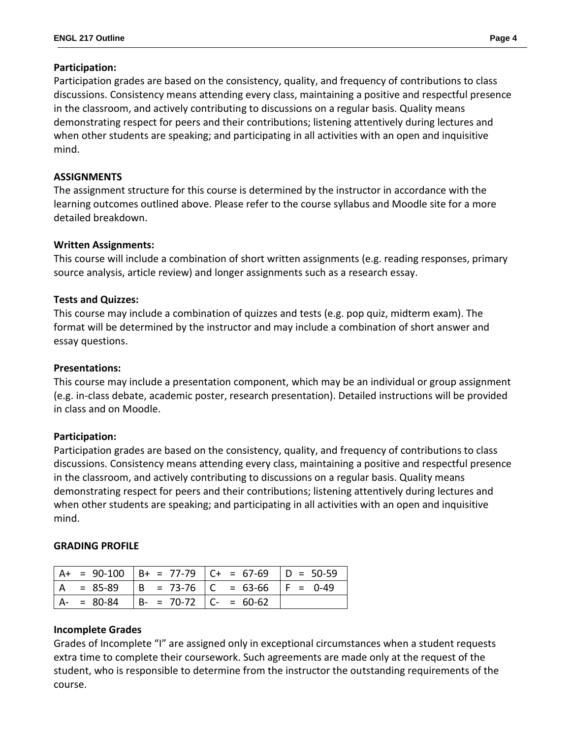**Participation:**
Participation grades are based on the consistency, quality, and frequency of contributions to class discussions. Consistency means attending every class, maintaining a positive and respectful presence in the classroom, and actively contributing to discussions on a regular basis. Quality means demonstrating respect for peers and their contributions; listening attentively during lectures and when other students are speaking; and participating in all activities with an open and inquisitive mind.

**ASSIGNMENTS**
The assignment structure for this course is determined by the instructor in accordance with the learning outcomes outlined above. Please refer to the course syllabus and Moodle site for a more detailed breakdown.

**Written Assignments:**
This course will include a combination of short written assignments (e.g. reading responses, primary source analysis, article review) and longer assignments such as a research essay.

**Tests and Quizzes:**
This course may include a combination of quizzes and tests (e.g. pop quiz, midterm exam). The format will be determined by the instructor and may include a combination of short answer and essay questions.

**Presentations:**
This course may include a presentation component, which may be an individual or group assignment (e.g. in-class debate, academic poster, research presentation). Detailed instructions will be provided in class and on Moodle.

**Participation:**
Participation grades are based on the consistency, quality, and frequency of contributions to class discussions. Consistency means attending every class, maintaining a positive and respectful presence in the classroom, and actively contributing to discussions on a regular basis. Quality means demonstrating respect for peers and their contributions; listening attentively during lectures and when other students are speaking; and participating in all activities with an open and inquisitive mind.

**GRADING PROFILE**

| | | | |
|---|---|---|---|
| A+ = 90-100 | B+ = 77-79 | C+ = 67-69 | D = 50-59 |
| A = 85-89 | B = 73-76 | C = 63-66 | F = 0-49 |
| A- = 80-84 | B- = 70-72 | C- = 60-62 | |

**Incomplete Grades**
Grades of Incomplete "I" are assigned only in exceptional circumstances when a student requests extra time to complete their coursework. Such agreements are made only at the request of the student, who is responsible to determine from the instructor the outstanding requirements of the course.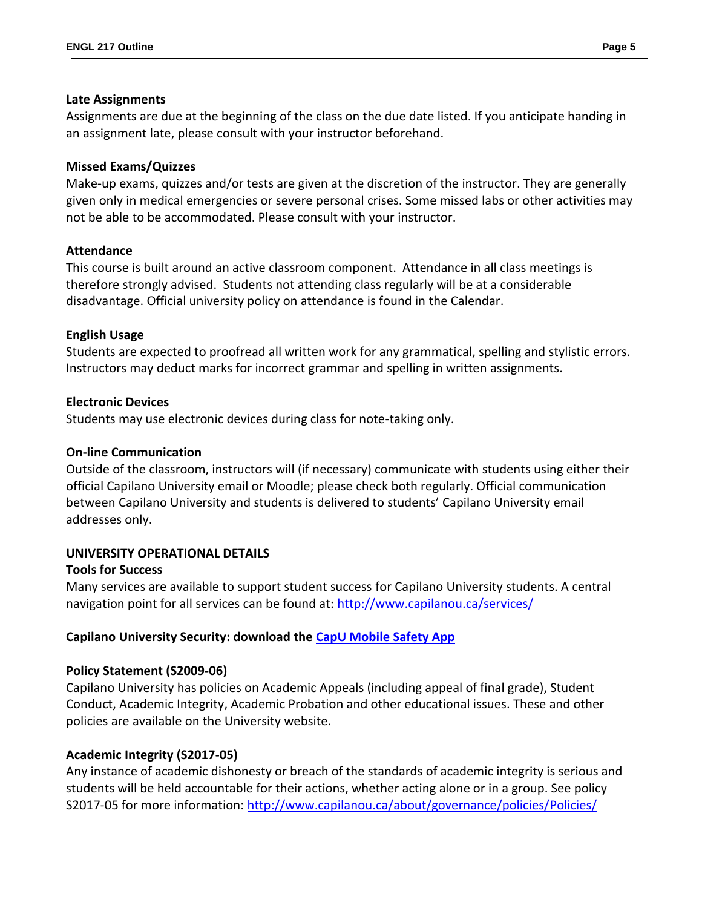**Late Assignments**

Assignments are due at the beginning of the class on the due date listed. If you anticipate handing in an assignment late, please consult with your instructor beforehand.

**Missed Exams/Quizzes**

Make-up exams, quizzes and/or tests are given at the discretion of the instructor. They are generally given only in medical emergencies or severe personal crises. Some missed labs or other activities may not be able to be accommodated. Please consult with your instructor.

**Attendance**

This course is built around an active classroom component. Attendance in all class meetings is therefore strongly advised. Students not attending class regularly will be at a considerable disadvantage. Official university policy on attendance is found in the Calendar.

**English Usage**

Students are expected to proofread all written work for any grammatical, spelling and stylistic errors. Instructors may deduct marks for incorrect grammar and spelling in written assignments.

**Electronic Devices**

Students may use electronic devices during class for note-taking only.

**On-line Communication**

Outside of the classroom, instructors will (if necessary) communicate with students using either their official Capilano University email or Moodle; please check both regularly. Official communication between Capilano University and students is delivered to students' Capilano University email addresses only.

**UNIVERSITY OPERATIONAL DETAILS**

**Tools for Success**

Many services are available to support student success for Capilano University students. A central navigation point for all services can be found at: [http://www.capilanou.ca/services/](http://www.capilanou.ca/services/)

**Capilano University Security: download the [CapU Mobile Safety App](#)**

**Policy Statement (S2009-06)**

Capilano University has policies on Academic Appeals (including appeal of final grade), Student Conduct, Academic Integrity, Academic Probation and other educational issues. These and other policies are available on the University website.

**Academic Integrity (S2017-05)**

Any instance of academic dishonesty or breach of the standards of academic integrity is serious and students will be held accountable for their actions, whether acting alone or in a group. See policy S2017-05 for more information: [http://www.capilanou.ca/about/governance/policies/Policies/](http://www.capilanou.ca/about/governance/policies/Policies/)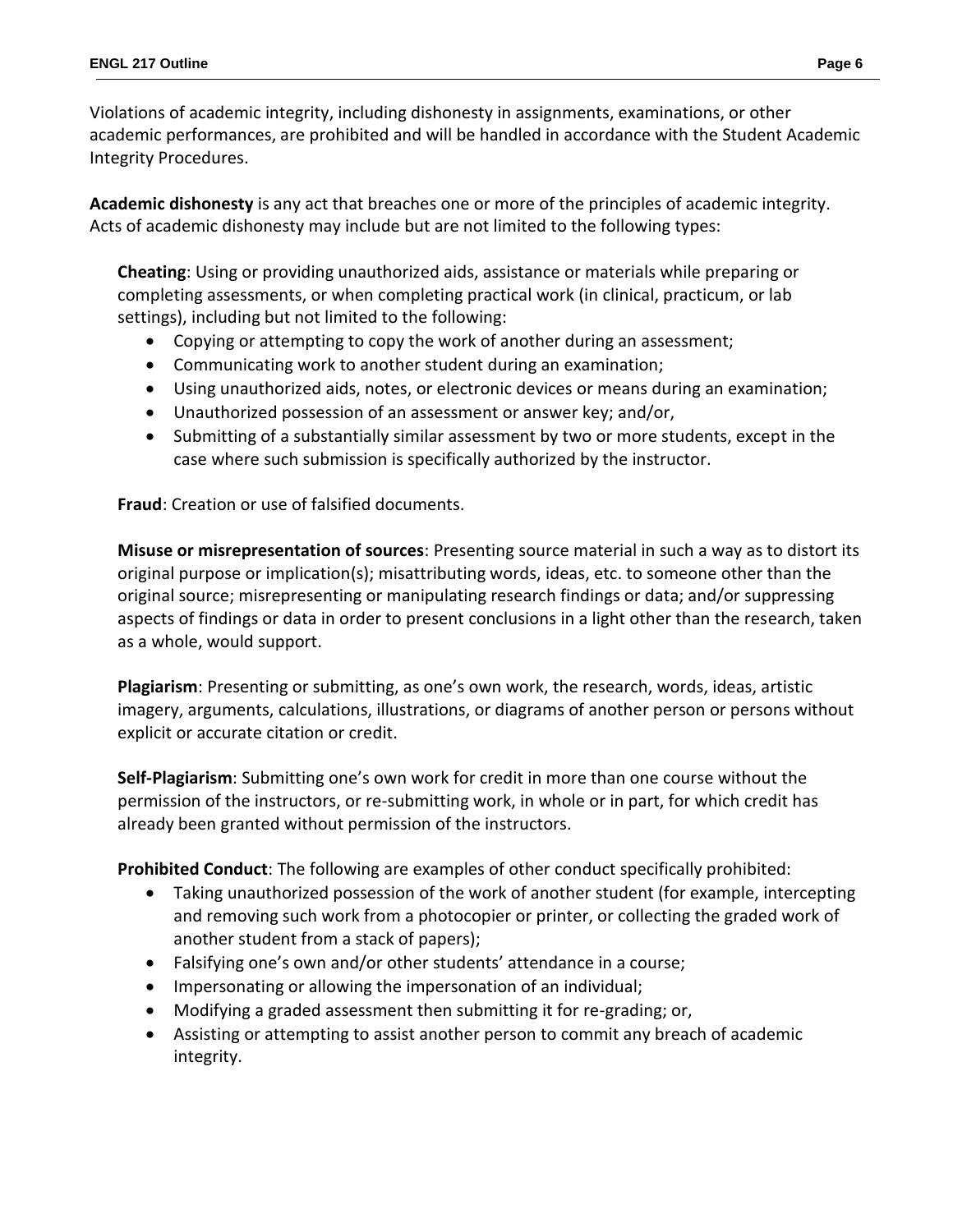Violations of academic integrity, including dishonesty in assignments, examinations, or other academic performances, are prohibited and will be handled in accordance with the Student Academic Integrity Procedures.

**Academic dishonesty** is any act that breaches one or more of the principles of academic integrity. Acts of academic dishonesty may include but are not limited to the following types:

**Cheating**: Using or providing unauthorized aids, assistance or materials while preparing or completing assessments, or when completing practical work (in clinical, practicum, or lab settings), including but not limited to the following:

- Copying or attempting to copy the work of another during an assessment;
- Communicating work to another student during an examination;
- Using unauthorized aids, notes, or electronic devices or means during an examination;
- Unauthorized possession of an assessment or answer key; and/or,
- Submitting of a substantially similar assessment by two or more students, except in the case where such submission is specifically authorized by the instructor.

**Fraud**: Creation or use of falsified documents.

**Misuse or misrepresentation of sources**: Presenting source material in such a way as to distort its original purpose or implication(s); misattributing words, ideas, etc. to someone other than the original source; misrepresenting or manipulating research findings or data; and/or suppressing aspects of findings or data in order to present conclusions in a light other than the research, taken as a whole, would support.

**Plagiarism**: Presenting or submitting, as one's own work, the research, words, ideas, artistic imagery, arguments, calculations, illustrations, or diagrams of another person or persons without explicit or accurate citation or credit.

**Self-Plagiarism**: Submitting one's own work for credit in more than one course without the permission of the instructors, or re-submitting work, in whole or in part, for which credit has already been granted without permission of the instructors.

**Prohibited Conduct**: The following are examples of other conduct specifically prohibited:

- Taking unauthorized possession of the work of another student (for example, intercepting and removing such work from a photocopier or printer, or collecting the graded work of another student from a stack of papers);
- Falsifying one's own and/or other students' attendance in a course;
- Impersonating or allowing the impersonation of an individual;
- Modifying a graded assessment then submitting it for re-grading; or,
- Assisting or attempting to assist another person to commit any breach of academic integrity.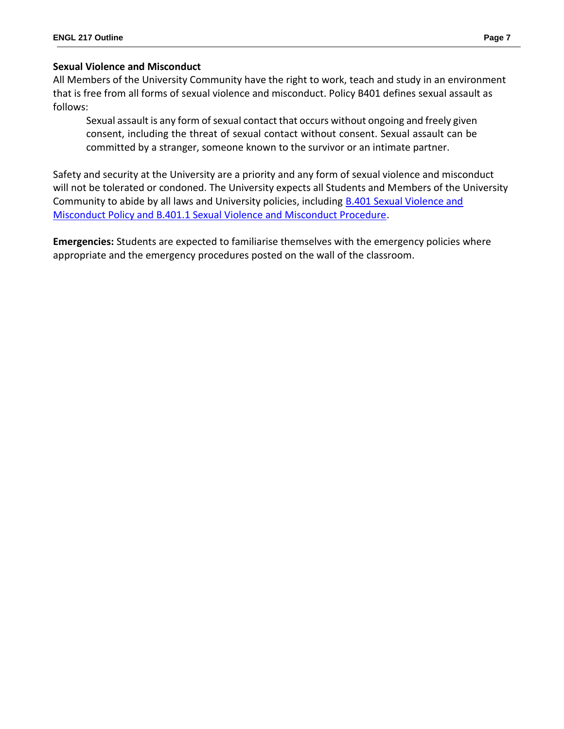**Sexual Violence and Misconduct**

All Members of the University Community have the right to work, teach and study in an environment that is free from all forms of sexual violence and misconduct. Policy B401 defines sexual assault as follows:

> Sexual assault is any form of sexual contact that occurs without ongoing and freely given consent, including the threat of sexual contact without consent. Sexual assault can be committed by a stranger, someone known to the survivor or an intimate partner.

Safety and security at the University are a priority and any form of sexual violence and misconduct will not be tolerated or condoned. The University expects all Students and Members of the University Community to abide by all laws and University policies, including B.401 Sexual Violence and Misconduct Policy and B.401.1 Sexual Violence and Misconduct Procedure.

**Emergencies:** Students are expected to familiarise themselves with the emergency policies where appropriate and the emergency procedures posted on the wall of the classroom.